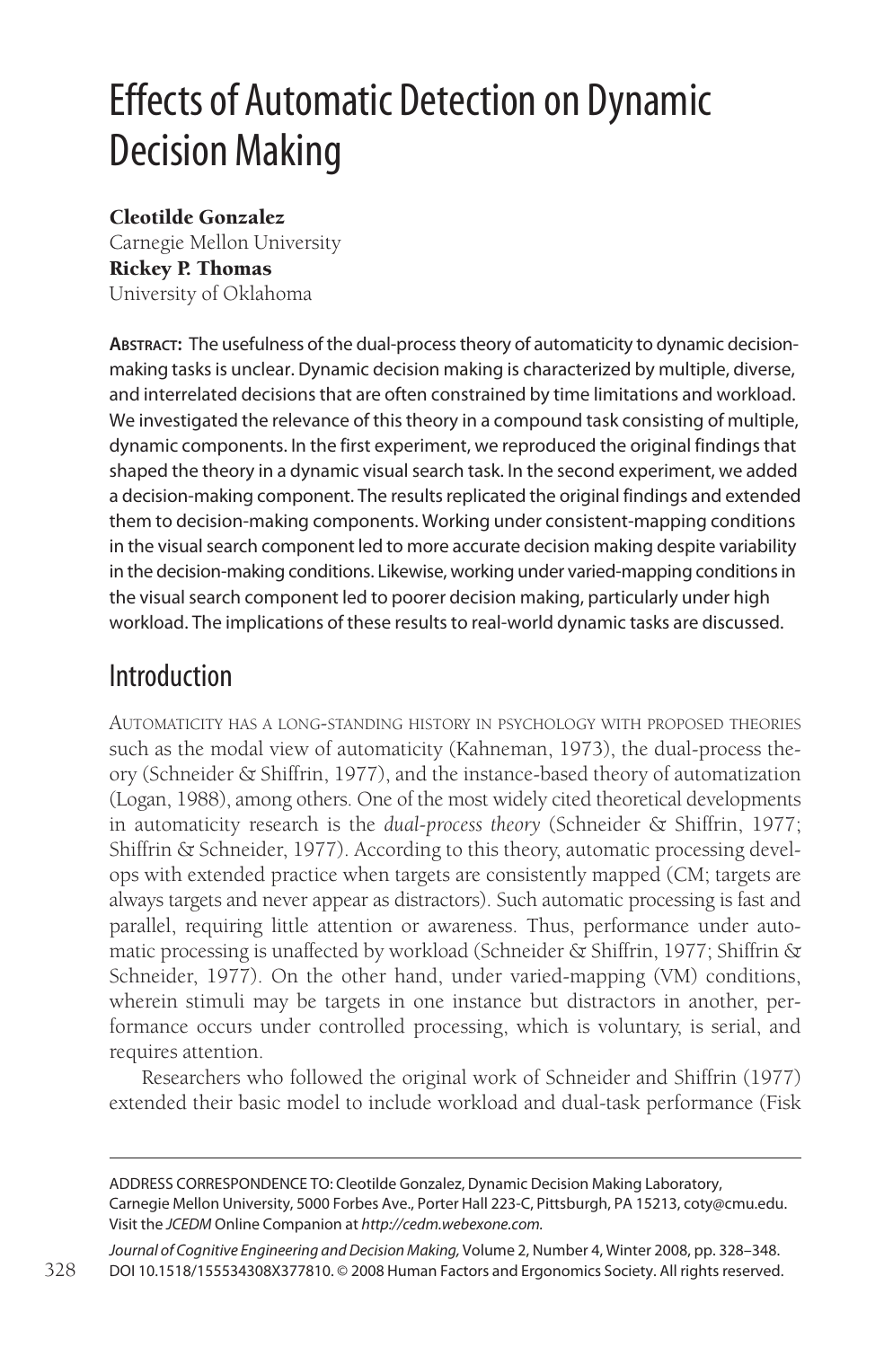# Effects of Automatic Detection on Dynamic Decision Making

**Cleotilde Gonzalez**
Carnegie Mellon University
**Rickey P. Thomas**
University of Oklahoma

**Abstract:** The usefulness of the dual-process theory of automaticity to dynamic decision-making tasks is unclear. Dynamic decision making is characterized by multiple, diverse, and interrelated decisions that are often constrained by time limitations and workload. We investigated the relevance of this theory in a compound task consisting of multiple, dynamic components. In the first experiment, we reproduced the original findings that shaped the theory in a dynamic visual search task. In the second experiment, we added a decision-making component. The results replicated the original findings and extended them to decision-making components. Working under consistent-mapping conditions in the visual search component led to more accurate decision making despite variability in the decision-making conditions. Likewise, working under varied-mapping conditions in the visual search component led to poorer decision making, particularly under high workload. The implications of these results to real-world dynamic tasks are discussed.

## Introduction

Automaticity has a long-standing history in psychology with proposed theories such as the modal view of automaticity (Kahneman, 1973), the dual-process theory (Schneider & Shiffrin, 1977), and the instance-based theory of automatization (Logan, 1988), among others. One of the most widely cited theoretical developments in automaticity research is the *dual-process theory* (Schneider & Shiffrin, 1977; Shiffrin & Schneider, 1977). According to this theory, automatic processing develops with extended practice when targets are consistently mapped (CM; targets are always targets and never appear as distractors). Such automatic processing is fast and parallel, requiring little attention or awareness. Thus, performance under automatic processing is unaffected by workload (Schneider & Shiffrin, 1977; Shiffrin & Schneider, 1977). On the other hand, under varied-mapping (VM) conditions, wherein stimuli may be targets in one instance but distractors in another, performance occurs under controlled processing, which is voluntary, is serial, and requires attention.

Researchers who followed the original work of Schneider and Shiffrin (1977) extended their basic model to include workload and dual-task performance (Fisk

ADDRESS CORRESPONDENCE TO: Cleotilde Gonzalez, Dynamic Decision Making Laboratory, Carnegie Mellon University, 5000 Forbes Ave., Porter Hall 223-C, Pittsburgh, PA 15213, coty@cmu.edu. Visit the *JCEDM* Online Companion at *http://cedm.webexone.com.*

*Journal of Cognitive Engineering and Decision Making,* Volume 2, Number 4, Winter 2008, pp. 328–348. DOI 10.1518/155534308X377810. © 2008 Human Factors and Ergonomics Society. All rights reserved.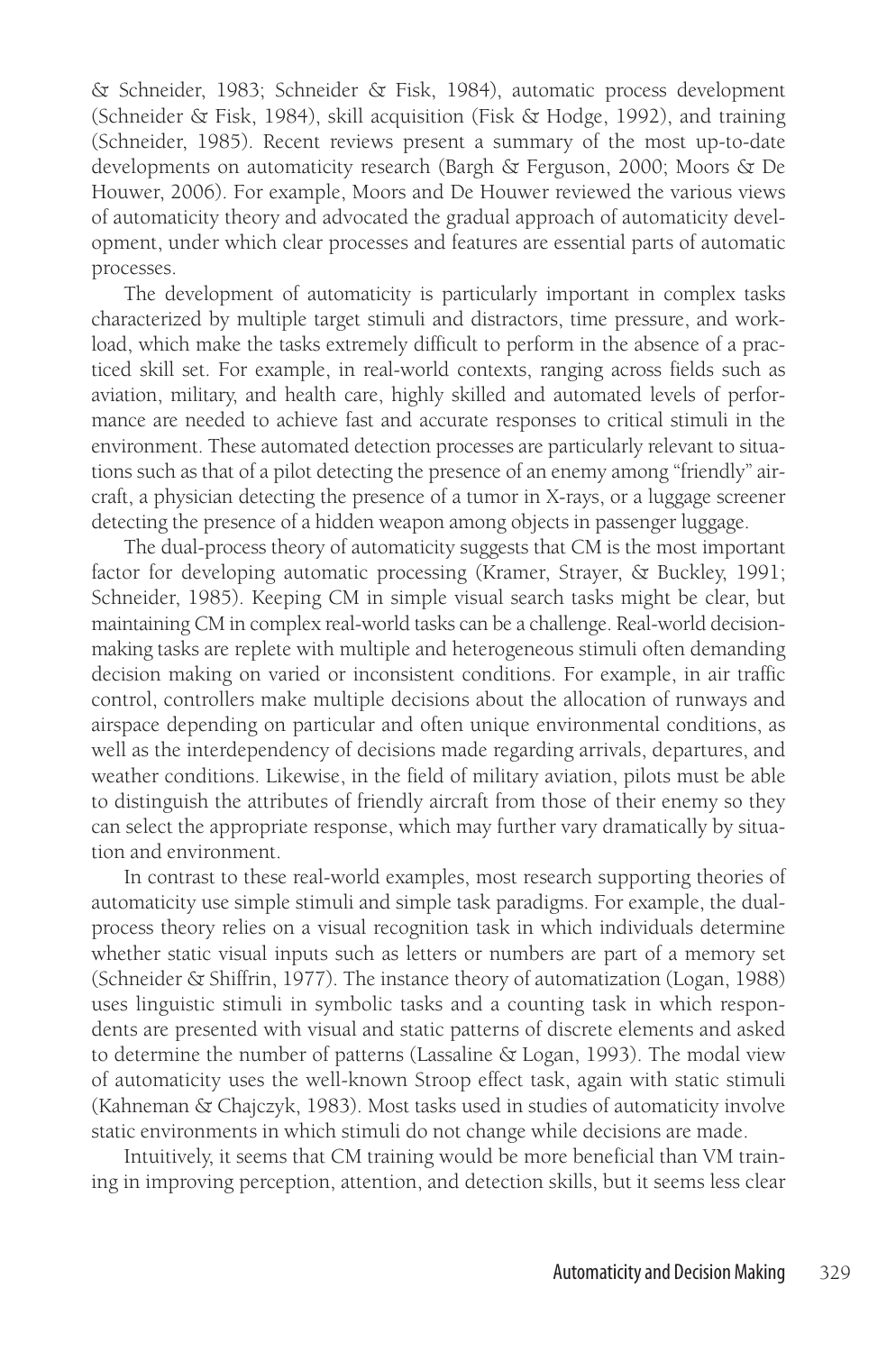& Schneider, 1983; Schneider & Fisk, 1984), automatic process development (Schneider & Fisk, 1984), skill acquisition (Fisk & Hodge, 1992), and training (Schneider, 1985). Recent reviews present a summary of the most up-to-date developments on automaticity research (Bargh & Ferguson, 2000; Moors & De Houwer, 2006). For example, Moors and De Houwer reviewed the various views of automaticity theory and advocated the gradual approach of automaticity development, under which clear processes and features are essential parts of automatic processes.

The development of automaticity is particularly important in complex tasks characterized by multiple target stimuli and distractors, time pressure, and workload, which make the tasks extremely difficult to perform in the absence of a practiced skill set. For example, in real-world contexts, ranging across fields such as aviation, military, and health care, highly skilled and automated levels of performance are needed to achieve fast and accurate responses to critical stimuli in the environment. These automated detection processes are particularly relevant to situations such as that of a pilot detecting the presence of an enemy among "friendly" aircraft, a physician detecting the presence of a tumor in X-rays, or a luggage screener detecting the presence of a hidden weapon among objects in passenger luggage.

The dual-process theory of automaticity suggests that CM is the most important factor for developing automatic processing (Kramer, Strayer, & Buckley, 1991; Schneider, 1985). Keeping CM in simple visual search tasks might be clear, but maintaining CM in complex real-world tasks can be a challenge. Real-world decision-making tasks are replete with multiple and heterogeneous stimuli often demanding decision making on varied or inconsistent conditions. For example, in air traffic control, controllers make multiple decisions about the allocation of runways and airspace depending on particular and often unique environmental conditions, as well as the interdependency of decisions made regarding arrivals, departures, and weather conditions. Likewise, in the field of military aviation, pilots must be able to distinguish the attributes of friendly aircraft from those of their enemy so they can select the appropriate response, which may further vary dramatically by situation and environment.

In contrast to these real-world examples, most research supporting theories of automaticity use simple stimuli and simple task paradigms. For example, the dual-process theory relies on a visual recognition task in which individuals determine whether static visual inputs such as letters or numbers are part of a memory set (Schneider & Shiffrin, 1977). The instance theory of automatization (Logan, 1988) uses linguistic stimuli in symbolic tasks and a counting task in which respondents are presented with visual and static patterns of discrete elements and asked to determine the number of patterns (Lassaline & Logan, 1993). The modal view of automaticity uses the well-known Stroop effect task, again with static stimuli (Kahneman & Chajczyk, 1983). Most tasks used in studies of automaticity involve static environments in which stimuli do not change while decisions are made.

Intuitively, it seems that CM training would be more beneficial than VM training in improving perception, attention, and detection skills, but it seems less clear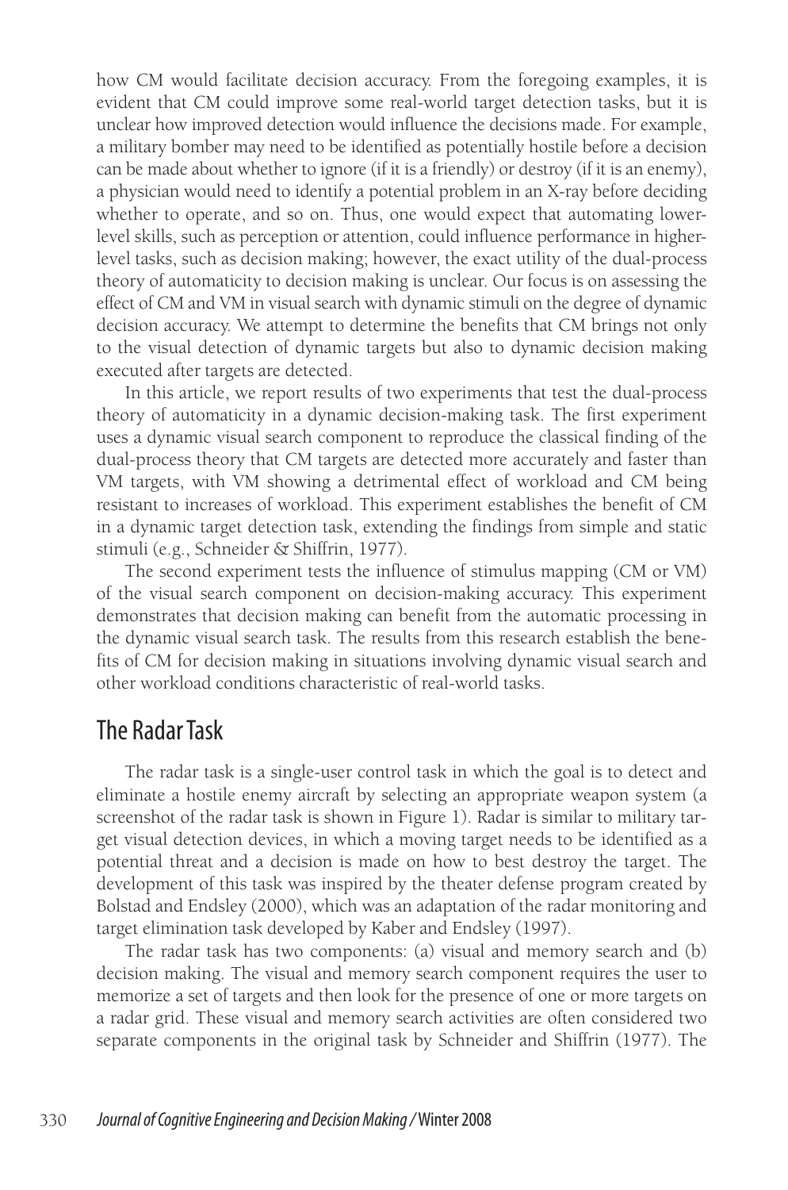how CM would facilitate decision accuracy. From the foregoing examples, it is evident that CM could improve some real-world target detection tasks, but it is unclear how improved detection would influence the decisions made. For example, a military bomber may need to be identified as potentially hostile before a decision can be made about whether to ignore (if it is a friendly) or destroy (if it is an enemy), a physician would need to identify a potential problem in an X-ray before deciding whether to operate, and so on. Thus, one would expect that automating lower-level skills, such as perception or attention, could influence performance in higher-level tasks, such as decision making; however, the exact utility of the dual-process theory of automaticity to decision making is unclear. Our focus is on assessing the effect of CM and VM in visual search with dynamic stimuli on the degree of dynamic decision accuracy. We attempt to determine the benefits that CM brings not only to the visual detection of dynamic targets but also to dynamic decision making executed after targets are detected.

In this article, we report results of two experiments that test the dual-process theory of automaticity in a dynamic decision-making task. The first experiment uses a dynamic visual search component to reproduce the classical finding of the dual-process theory that CM targets are detected more accurately and faster than VM targets, with VM showing a detrimental effect of workload and CM being resistant to increases of workload. This experiment establishes the benefit of CM in a dynamic target detection task, extending the findings from simple and static stimuli (e.g., Schneider & Shiffrin, 1977).

The second experiment tests the influence of stimulus mapping (CM or VM) of the visual search component on decision-making accuracy. This experiment demonstrates that decision making can benefit from the automatic processing in the dynamic visual search task. The results from this research establish the benefits of CM for decision making in situations involving dynamic visual search and other workload conditions characteristic of real-world tasks.

## The Radar Task

The radar task is a single-user control task in which the goal is to detect and eliminate a hostile enemy aircraft by selecting an appropriate weapon system (a screenshot of the radar task is shown in Figure 1). Radar is similar to military target visual detection devices, in which a moving target needs to be identified as a potential threat and a decision is made on how to best destroy the target. The development of this task was inspired by the theater defense program created by Bolstad and Endsley (2000), which was an adaptation of the radar monitoring and target elimination task developed by Kaber and Endsley (1997).

The radar task has two components: (a) visual and memory search and (b) decision making. The visual and memory search component requires the user to memorize a set of targets and then look for the presence of one or more targets on a radar grid. These visual and memory search activities are often considered two separate components in the original task by Schneider and Shiffrin (1977). The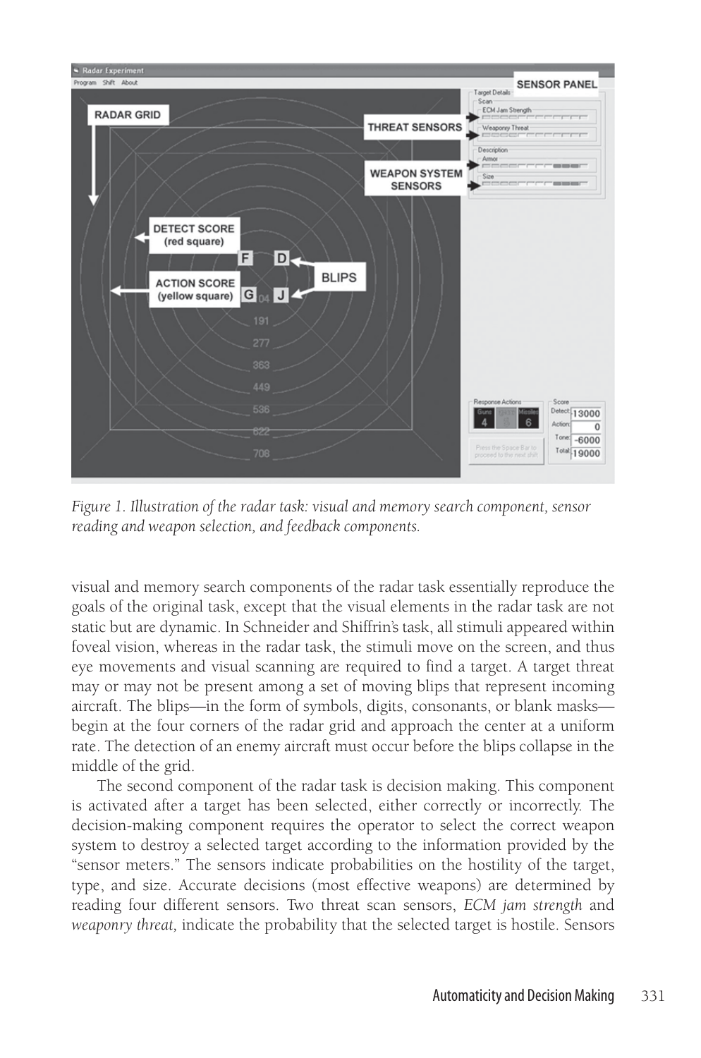*Figure 1. Illustration of the radar task: visual and memory search component, sensor reading and weapon selection, and feedback components.*

visual and memory search components of the radar task essentially reproduce the goals of the original task, except that the visual elements in the radar task are not static but are dynamic. In Schneider and Shiffrin's task, all stimuli appeared within foveal vision, whereas in the radar task, the stimuli move on the screen, and thus eye movements and visual scanning are required to find a target. A target threat may or may not be present among a set of moving blips that represent incoming aircraft. The blips—in the form of symbols, digits, consonants, or blank masks—begin at the four corners of the radar grid and approach the center at a uniform rate. The detection of an enemy aircraft must occur before the blips collapse in the middle of the grid.

The second component of the radar task is decision making. This component is activated after a target has been selected, either correctly or incorrectly. The decision-making component requires the operator to select the correct weapon system to destroy a selected target according to the information provided by the "sensor meters." The sensors indicate probabilities on the hostility of the target, type, and size. Accurate decisions (most effective weapons) are determined by reading four different sensors. Two threat scan sensors, *ECM jam strength* and *weaponry threat,* indicate the probability that the selected target is hostile. Sensors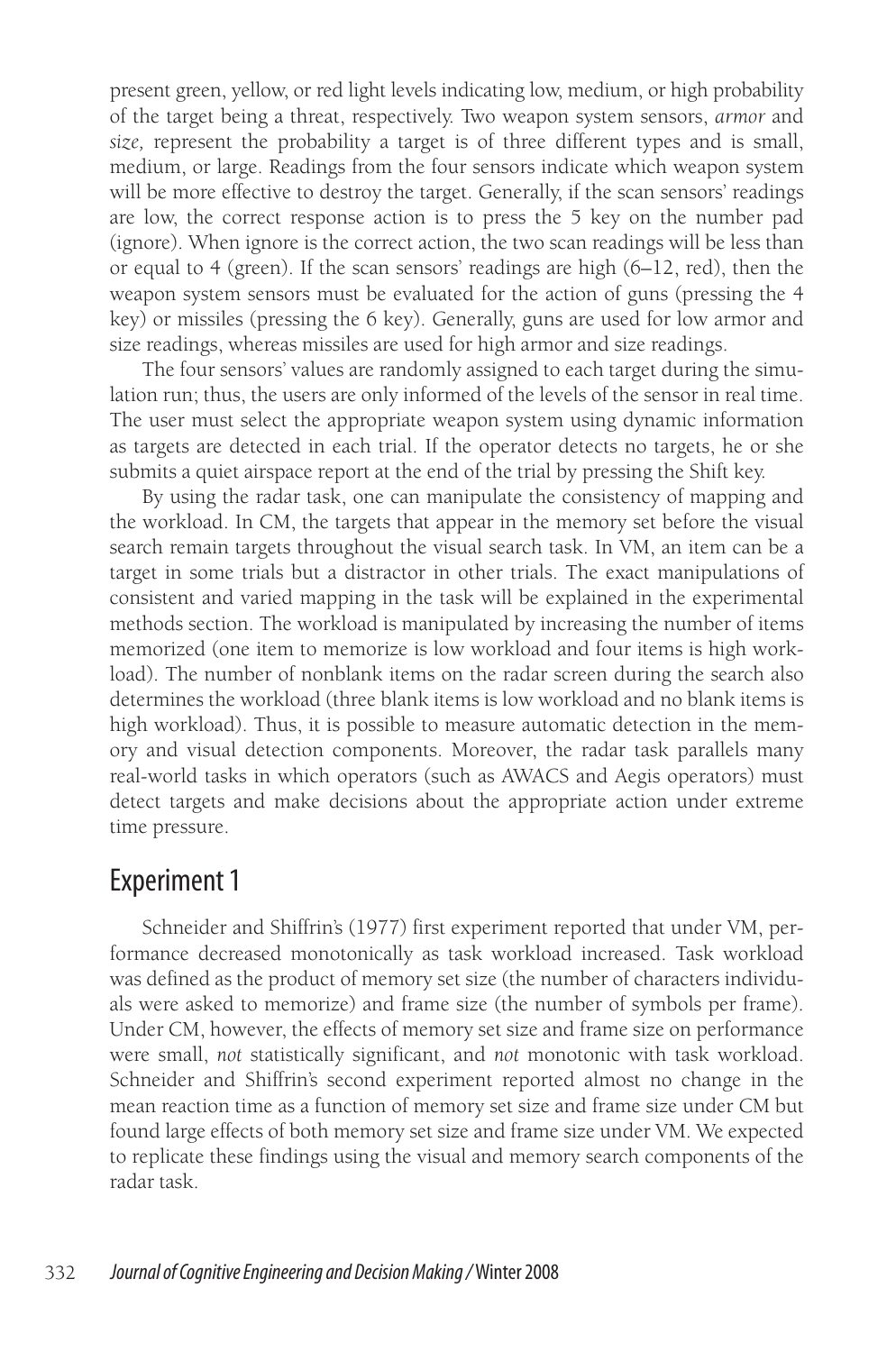present green, yellow, or red light levels indicating low, medium, or high probability of the target being a threat, respectively. Two weapon system sensors, *armor* and *size,* represent the probability a target is of three different types and is small, medium, or large. Readings from the four sensors indicate which weapon system will be more effective to destroy the target. Generally, if the scan sensors' readings are low, the correct response action is to press the 5 key on the number pad (ignore). When ignore is the correct action, the two scan readings will be less than or equal to 4 (green). If the scan sensors' readings are high (6–12, red), then the weapon system sensors must be evaluated for the action of guns (pressing the 4 key) or missiles (pressing the 6 key). Generally, guns are used for low armor and size readings, whereas missiles are used for high armor and size readings.

The four sensors' values are randomly assigned to each target during the simulation run; thus, the users are only informed of the levels of the sensor in real time. The user must select the appropriate weapon system using dynamic information as targets are detected in each trial. If the operator detects no targets, he or she submits a quiet airspace report at the end of the trial by pressing the Shift key.

By using the radar task, one can manipulate the consistency of mapping and the workload. In CM, the targets that appear in the memory set before the visual search remain targets throughout the visual search task. In VM, an item can be a target in some trials but a distractor in other trials. The exact manipulations of consistent and varied mapping in the task will be explained in the experimental methods section. The workload is manipulated by increasing the number of items memorized (one item to memorize is low workload and four items is high workload). The number of nonblank items on the radar screen during the search also determines the workload (three blank items is low workload and no blank items is high workload). Thus, it is possible to measure automatic detection in the memory and visual detection components. Moreover, the radar task parallels many real-world tasks in which operators (such as AWACS and Aegis operators) must detect targets and make decisions about the appropriate action under extreme time pressure.

## Experiment 1

Schneider and Shiffrin's (1977) first experiment reported that under VM, performance decreased monotonically as task workload increased. Task workload was defined as the product of memory set size (the number of characters individuals were asked to memorize) and frame size (the number of symbols per frame). Under CM, however, the effects of memory set size and frame size on performance were small, *not* statistically significant, and *not* monotonic with task workload. Schneider and Shiffrin's second experiment reported almost no change in the mean reaction time as a function of memory set size and frame size under CM but found large effects of both memory set size and frame size under VM. We expected to replicate these findings using the visual and memory search components of the radar task.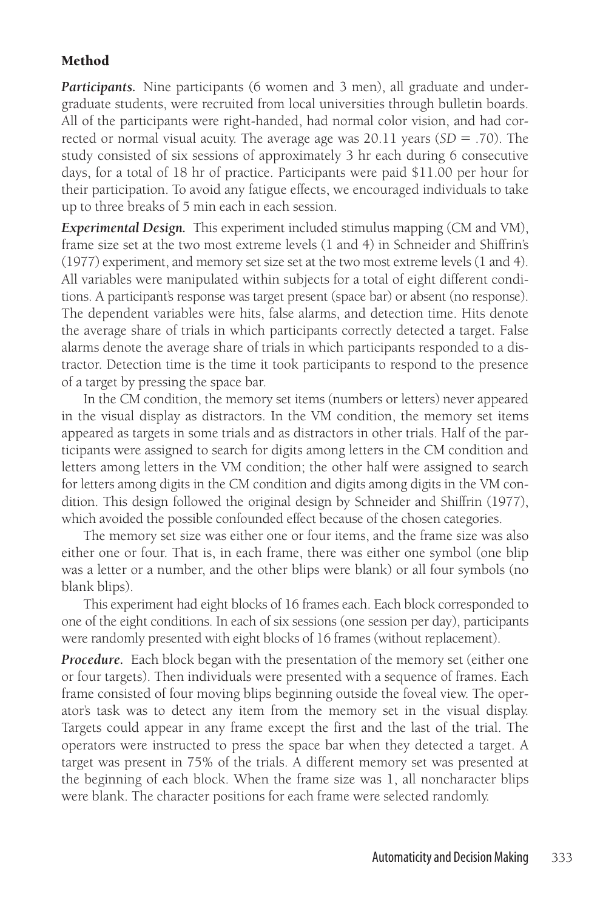## Method

***Participants.*** Nine participants (6 women and 3 men), all graduate and undergraduate students, were recruited from local universities through bulletin boards. All of the participants were right-handed, had normal color vision, and had corrected or normal visual acuity. The average age was 20.11 years (*SD* = .70). The study consisted of six sessions of approximately 3 hr each during 6 consecutive days, for a total of 18 hr of practice. Participants were paid $11.00 per hour for their participation. To avoid any fatigue effects, we encouraged individuals to take up to three breaks of 5 min each in each session.

***Experimental Design.*** This experiment included stimulus mapping (CM and VM), frame size set at the two most extreme levels (1 and 4) in Schneider and Shiffrin's (1977) experiment, and memory set size set at the two most extreme levels (1 and 4). All variables were manipulated within subjects for a total of eight different conditions. A participant's response was target present (space bar) or absent (no response). The dependent variables were hits, false alarms, and detection time. Hits denote the average share of trials in which participants correctly detected a target. False alarms denote the average share of trials in which participants responded to a distractor. Detection time is the time it took participants to respond to the presence of a target by pressing the space bar.

In the CM condition, the memory set items (numbers or letters) never appeared in the visual display as distractors. In the VM condition, the memory set items appeared as targets in some trials and as distractors in other trials. Half of the participants were assigned to search for digits among letters in the CM condition and letters among letters in the VM condition; the other half were assigned to search for letters among digits in the CM condition and digits among digits in the VM condition. This design followed the original design by Schneider and Shiffrin (1977), which avoided the possible confounded effect because of the chosen categories.

The memory set size was either one or four items, and the frame size was also either one or four. That is, in each frame, there was either one symbol (one blip was a letter or a number, and the other blips were blank) or all four symbols (no blank blips).

This experiment had eight blocks of 16 frames each. Each block corresponded to one of the eight conditions. In each of six sessions (one session per day), participants were randomly presented with eight blocks of 16 frames (without replacement).

***Procedure.*** Each block began with the presentation of the memory set (either one or four targets). Then individuals were presented with a sequence of frames. Each frame consisted of four moving blips beginning outside the foveal view. The operator's task was to detect any item from the memory set in the visual display. Targets could appear in any frame except the first and the last of the trial. The operators were instructed to press the space bar when they detected a target. A target was present in 75% of the trials. A different memory set was presented at the beginning of each block. When the frame size was 1, all noncharacter blips were blank. The character positions for each frame were selected randomly.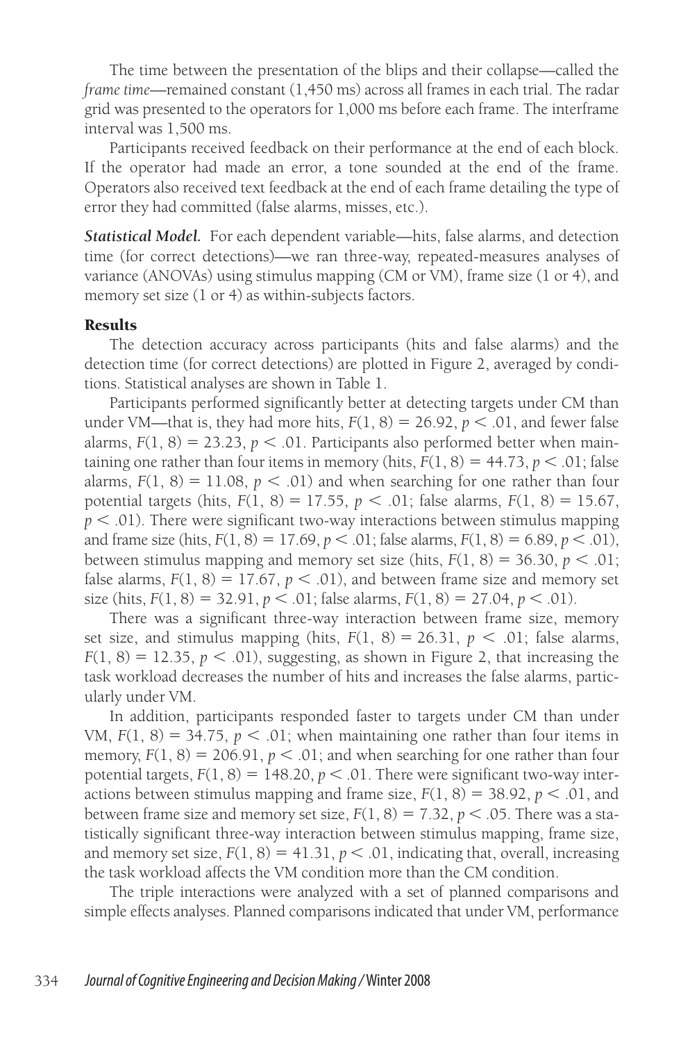The time between the presentation of the blips and their collapse—called the *frame time*—remained constant (1,450 ms) across all frames in each trial. The radar grid was presented to the operators for 1,000 ms before each frame. The interframe interval was 1,500 ms.

Participants received feedback on their performance at the end of each block. If the operator had made an error, a tone sounded at the end of the frame. Operators also received text feedback at the end of each frame detailing the type of error they had committed (false alarms, misses, etc.).

***Statistical Model.*** For each dependent variable—hits, false alarms, and detection time (for correct detections)—we ran three-way, repeated-measures analyses of variance (ANOVAs) using stimulus mapping (CM or VM), frame size (1 or 4), and memory set size (1 or 4) as within-subjects factors.

## Results

The detection accuracy across participants (hits and false alarms) and the detection time (for correct detections) are plotted in Figure 2, averaged by conditions. Statistical analyses are shown in Table 1.

Participants performed significantly better at detecting targets under CM than under VM—that is, they had more hits, $F(1, 8) = 26.92$, $p < .01$, and fewer false alarms, $F(1, 8) = 23.23$, $p < .01$. Participants also performed better when maintaining one rather than four items in memory (hits, $F(1, 8) = 44.73$, $p < .01$; false alarms, $F(1, 8) = 11.08$, $p < .01$) and when searching for one rather than four potential targets (hits, $F(1, 8) = 17.55$, $p < .01$; false alarms, $F(1, 8) = 15.67$, $p < .01$). There were significant two-way interactions between stimulus mapping and frame size (hits, $F(1, 8) = 17.69$, $p < .01$; false alarms, $F(1, 8) = 6.89$, $p < .01$), between stimulus mapping and memory set size (hits, $F(1, 8) = 36.30$, $p < .01$; false alarms, $F(1, 8) = 17.67$, $p < .01$), and between frame size and memory set size (hits, $F(1, 8) = 32.91$, $p < .01$; false alarms, $F(1, 8) = 27.04$, $p < .01$).

There was a significant three-way interaction between frame size, memory set size, and stimulus mapping (hits, $F(1, 8) = 26.31$, $p < .01$; false alarms, $F(1, 8) = 12.35$, $p < .01$), suggesting, as shown in Figure 2, that increasing the task workload decreases the number of hits and increases the false alarms, particularly under VM.

In addition, participants responded faster to targets under CM than under VM, $F(1, 8) = 34.75$, $p < .01$; when maintaining one rather than four items in memory, $F(1, 8) = 206.91$, $p < .01$; and when searching for one rather than four potential targets, $F(1, 8) = 148.20$, $p < .01$. There were significant two-way interactions between stimulus mapping and frame size, $F(1, 8) = 38.92$, $p < .01$, and between frame size and memory set size, $F(1, 8) = 7.32$, $p < .05$. There was a statistically significant three-way interaction between stimulus mapping, frame size, and memory set size, $F(1, 8) = 41.31$, $p < .01$, indicating that, overall, increasing the task workload affects the VM condition more than the CM condition.

The triple interactions were analyzed with a set of planned comparisons and simple effects analyses. Planned comparisons indicated that under VM, performance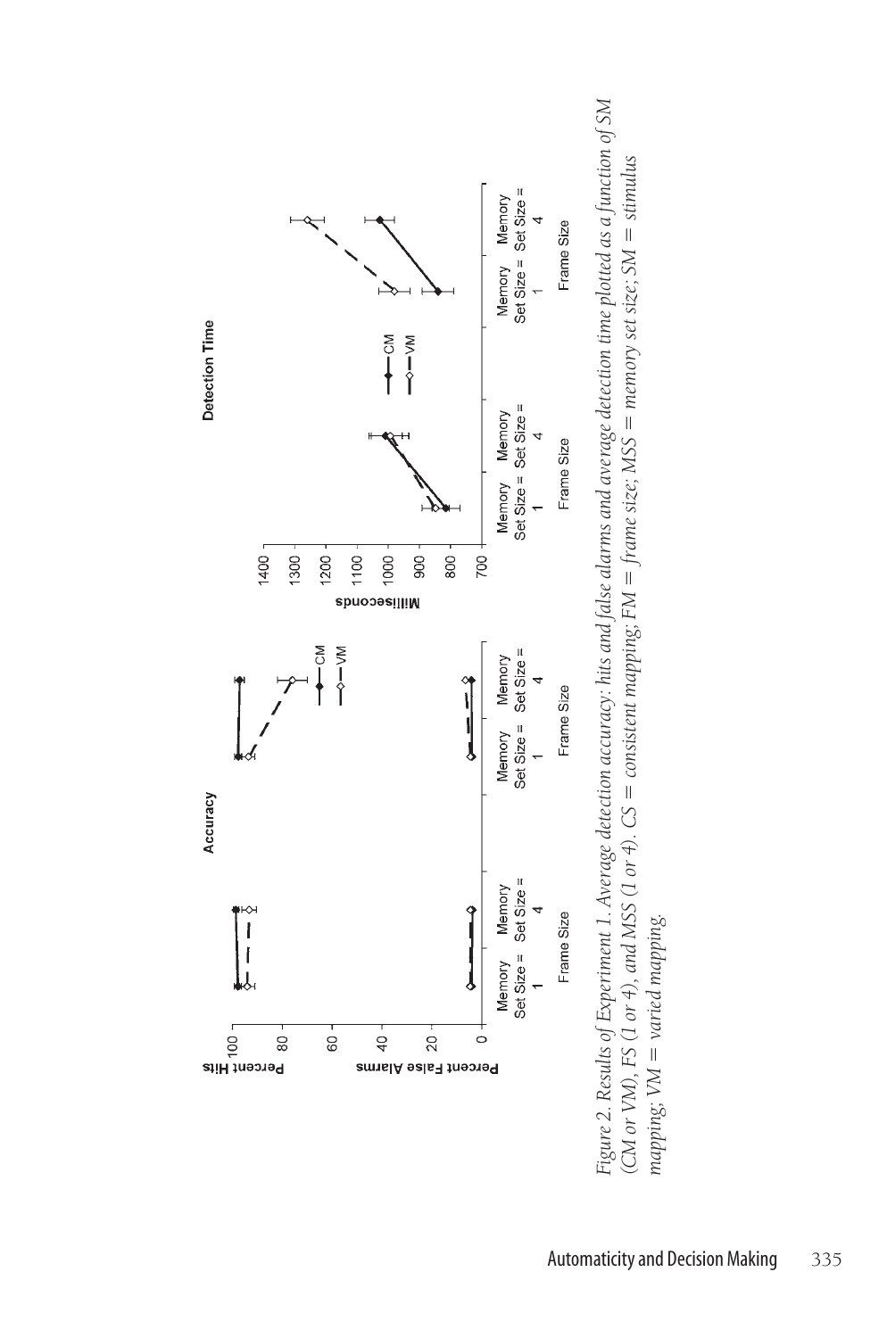*Figure 2.* Results of Experiment 1. Average detection accuracy: hits and false alarms and average detection time plotted as a function of SM (CM or VM), FS (1 or 4), and MSS (1 or 4). CS = consistent mapping; FM = frame size; MSS = memory set size; SM = stimulus mapping; VM = varied mapping.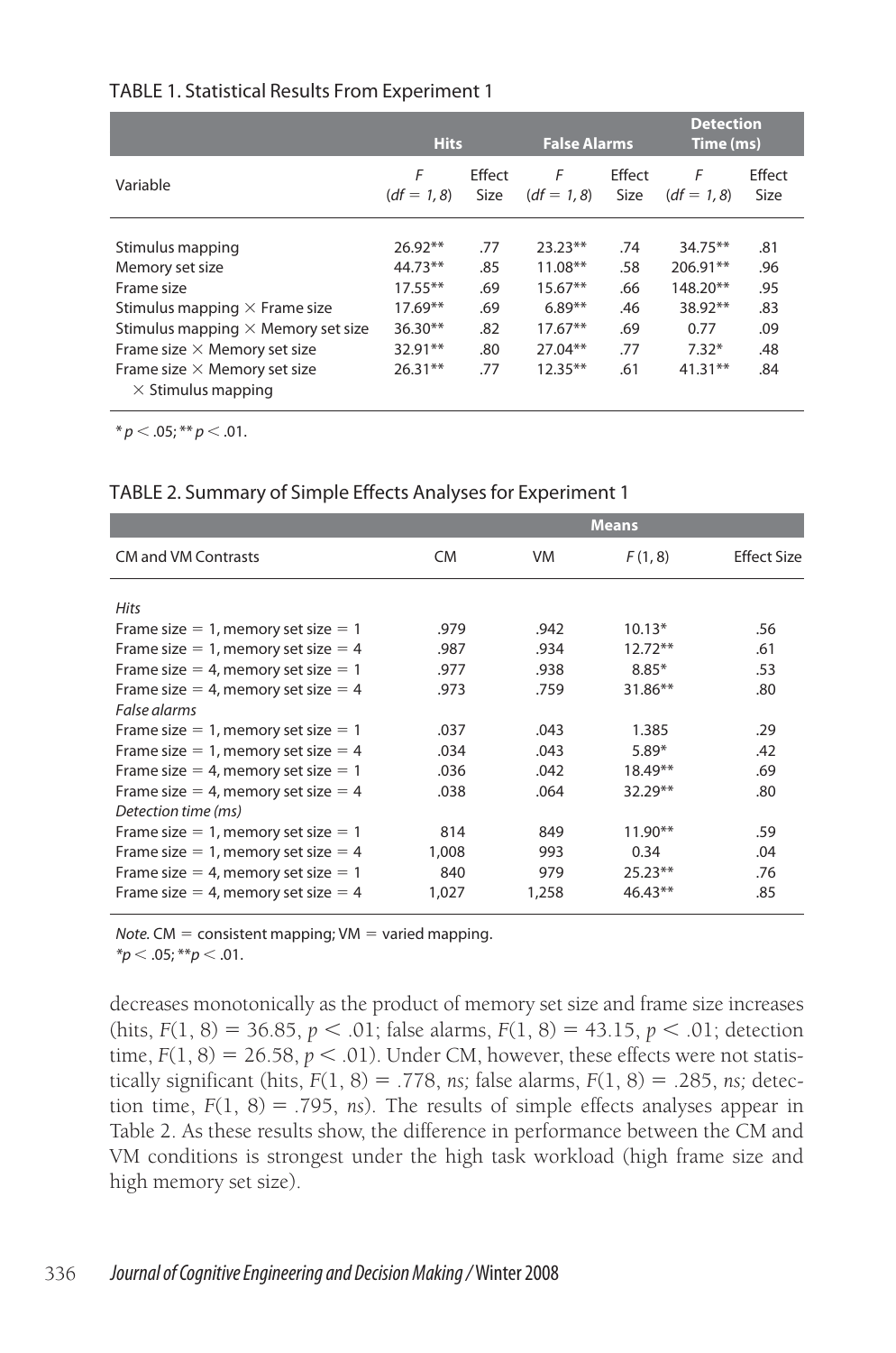TABLE 1. Statistical Results From Experiment 1

| Variable | Hits | | False Alarms | | Detection Time (ms) | |
|---|---|---|---|---|---|---|
| | $F$ ($df = 1, 8$) | Effect Size | $F$ ($df = 1, 8$) | Effect Size | $F$ ($df = 1, 8$) | Effect Size |
| Stimulus mapping | 26.92** | .77 | 23.23** | .74 | 34.75** | .81 |
| Memory set size | 44.73** | .85 | 11.08** | .58 | 206.91** | .96 |
| Frame size | 17.55** | .69 | 15.67** | .66 | 148.20** | .95 |
| Stimulus mapping × Frame size | 17.69** | .69 | 6.89** | .46 | 38.92** | .83 |
| Stimulus mapping × Memory set size | 36.30** | .82 | 17.67** | .69 | 0.77 | .09 |
| Frame size × Memory set size | 32.91** | .80 | 27.04** | .77 | 7.32* | .48 |
| Frame size × Memory set size × Stimulus mapping | 26.31** | .77 | 12.35** | .61 | 41.31** | .84 |

* $p < .05$; ** $p < .01$.

TABLE 2. Summary of Simple Effects Analyses for Experiment 1

| CM and VM Contrasts | Means | | | |
|---|---|---|---|---|
| | CM | VM | $F$ (1, 8) | Effect Size |
| *Hits* | | | | |
| Frame size = 1, memory set size = 1 | .979 | .942 | 10.13* | .56 |
| Frame size = 1, memory set size = 4 | .987 | .934 | 12.72** | .61 |
| Frame size = 4, memory set size = 1 | .977 | .938 | 8.85* | .53 |
| Frame size = 4, memory set size = 4 | .973 | .759 | 31.86** | .80 |
| *False alarms* | | | | |
| Frame size = 1, memory set size = 1 | .037 | .043 | 1.385 | .29 |
| Frame size = 1, memory set size = 4 | .034 | .043 | 5.89* | .42 |
| Frame size = 4, memory set size = 1 | .036 | .042 | 18.49** | .69 |
| Frame size = 4, memory set size = 4 | .038 | .064 | 32.29** | .80 |
| *Detection time (ms)* | | | | |
| Frame size = 1, memory set size = 1 | 814 | 849 | 11.90** | .59 |
| Frame size = 1, memory set size = 4 | 1,008 | 993 | 0.34 | .04 |
| Frame size = 4, memory set size = 1 | 840 | 979 | 25.23** | .76 |
| Frame size = 4, memory set size = 4 | 1,027 | 1,258 | 46.43** | .85 |

*Note.* CM = consistent mapping; VM = varied mapping.
* $p < .05$; ** $p < .01$.

decreases monotonically as the product of memory set size and frame size increases (hits, $F(1, 8) = 36.85$, $p < .01$; false alarms, $F(1, 8) = 43.15$, $p < .01$; detection time, $F(1, 8) = 26.58$, $p < .01$). Under CM, however, these effects were not statistically significant (hits, $F(1, 8) = .778$, *ns;* false alarms, $F(1, 8) = .285$, *ns;* detection time, $F(1, 8) = .795$, *ns*). The results of simple effects analyses appear in Table 2. As these results show, the difference in performance between the CM and VM conditions is strongest under the high task workload (high frame size and high memory set size).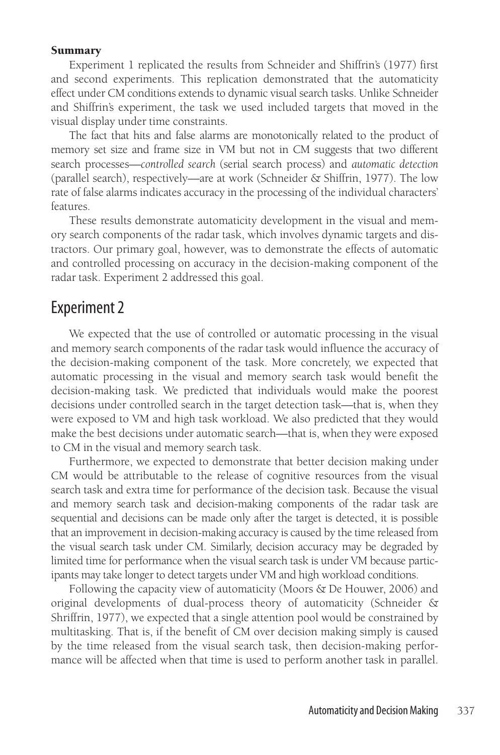### Summary

Experiment 1 replicated the results from Schneider and Shiffrin's (1977) first and second experiments. This replication demonstrated that the automaticity effect under CM conditions extends to dynamic visual search tasks. Unlike Schneider and Shiffrin's experiment, the task we used included targets that moved in the visual display under time constraints.

The fact that hits and false alarms are monotonically related to the product of memory set size and frame size in VM but not in CM suggests that two different search processes—*controlled search* (serial search process) and *automatic detection* (parallel search), respectively—are at work (Schneider & Shiffrin, 1977). The low rate of false alarms indicates accuracy in the processing of the individual characters' features.

These results demonstrate automaticity development in the visual and memory search components of the radar task, which involves dynamic targets and distractors. Our primary goal, however, was to demonstrate the effects of automatic and controlled processing on accuracy in the decision-making component of the radar task. Experiment 2 addressed this goal.

## Experiment 2

We expected that the use of controlled or automatic processing in the visual and memory search components of the radar task would influence the accuracy of the decision-making component of the task. More concretely, we expected that automatic processing in the visual and memory search task would benefit the decision-making task. We predicted that individuals would make the poorest decisions under controlled search in the target detection task—that is, when they were exposed to VM and high task workload. We also predicted that they would make the best decisions under automatic search—that is, when they were exposed to CM in the visual and memory search task.

Furthermore, we expected to demonstrate that better decision making under CM would be attributable to the release of cognitive resources from the visual search task and extra time for performance of the decision task. Because the visual and memory search task and decision-making components of the radar task are sequential and decisions can be made only after the target is detected, it is possible that an improvement in decision-making accuracy is caused by the time released from the visual search task under CM. Similarly, decision accuracy may be degraded by limited time for performance when the visual search task is under VM because participants may take longer to detect targets under VM and high workload conditions.

Following the capacity view of automaticity (Moors & De Houwer, 2006) and original developments of dual-process theory of automaticity (Schneider & Shriffrin, 1977), we expected that a single attention pool would be constrained by multitasking. That is, if the benefit of CM over decision making simply is caused by the time released from the visual search task, then decision-making performance will be affected when that time is used to perform another task in parallel.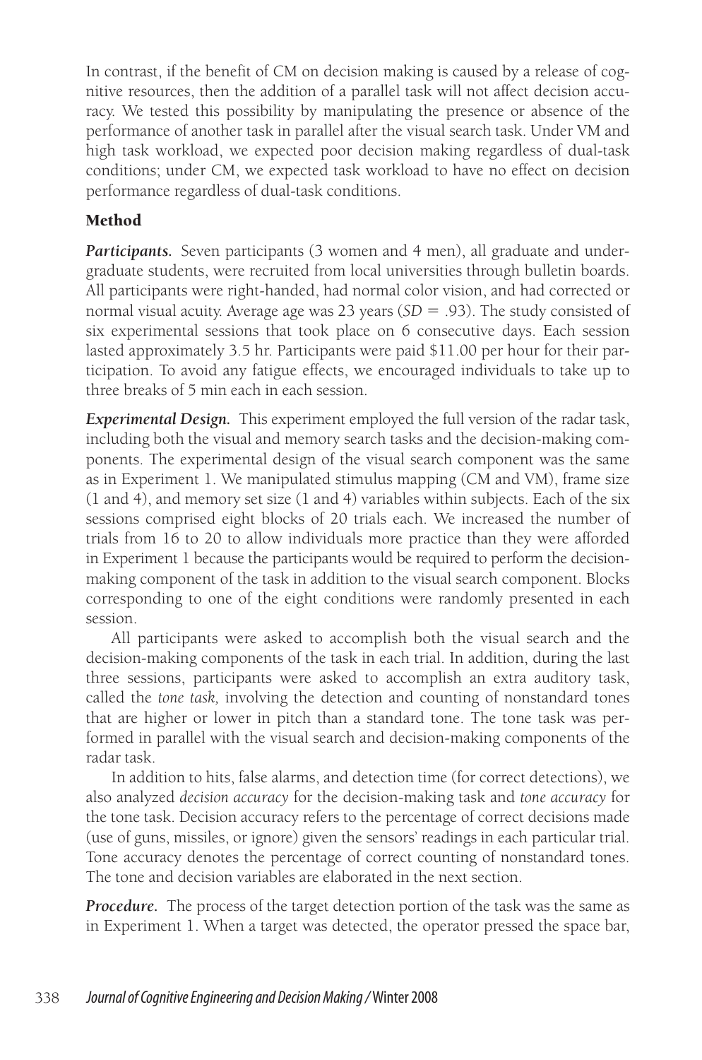In contrast, if the benefit of CM on decision making is caused by a release of cognitive resources, then the addition of a parallel task will not affect decision accuracy. We tested this possibility by manipulating the presence or absence of the performance of another task in parallel after the visual search task. Under VM and high task workload, we expected poor decision making regardless of dual-task conditions; under CM, we expected task workload to have no effect on decision performance regardless of dual-task conditions.

## Method

***Participants.*** Seven participants (3 women and 4 men), all graduate and undergraduate students, were recruited from local universities through bulletin boards. All participants were right-handed, had normal color vision, and had corrected or normal visual acuity. Average age was 23 years ($SD = .93$). The study consisted of six experimental sessions that took place on 6 consecutive days. Each session lasted approximately 3.5 hr. Participants were paid $11.00 per hour for their participation. To avoid any fatigue effects, we encouraged individuals to take up to three breaks of 5 min each in each session.

***Experimental Design.*** This experiment employed the full version of the radar task, including both the visual and memory search tasks and the decision-making components. The experimental design of the visual search component was the same as in Experiment 1. We manipulated stimulus mapping (CM and VM), frame size (1 and 4), and memory set size (1 and 4) variables within subjects. Each of the six sessions comprised eight blocks of 20 trials each. We increased the number of trials from 16 to 20 to allow individuals more practice than they were afforded in Experiment 1 because the participants would be required to perform the decision-making component of the task in addition to the visual search component. Blocks corresponding to one of the eight conditions were randomly presented in each session.

All participants were asked to accomplish both the visual search and the decision-making components of the task in each trial. In addition, during the last three sessions, participants were asked to accomplish an extra auditory task, called the *tone task,* involving the detection and counting of nonstandard tones that are higher or lower in pitch than a standard tone. The tone task was performed in parallel with the visual search and decision-making components of the radar task.

In addition to hits, false alarms, and detection time (for correct detections), we also analyzed *decision accuracy* for the decision-making task and *tone accuracy* for the tone task. Decision accuracy refers to the percentage of correct decisions made (use of guns, missiles, or ignore) given the sensors' readings in each particular trial. Tone accuracy denotes the percentage of correct counting of nonstandard tones. The tone and decision variables are elaborated in the next section.

***Procedure.*** The process of the target detection portion of the task was the same as in Experiment 1. When a target was detected, the operator pressed the space bar,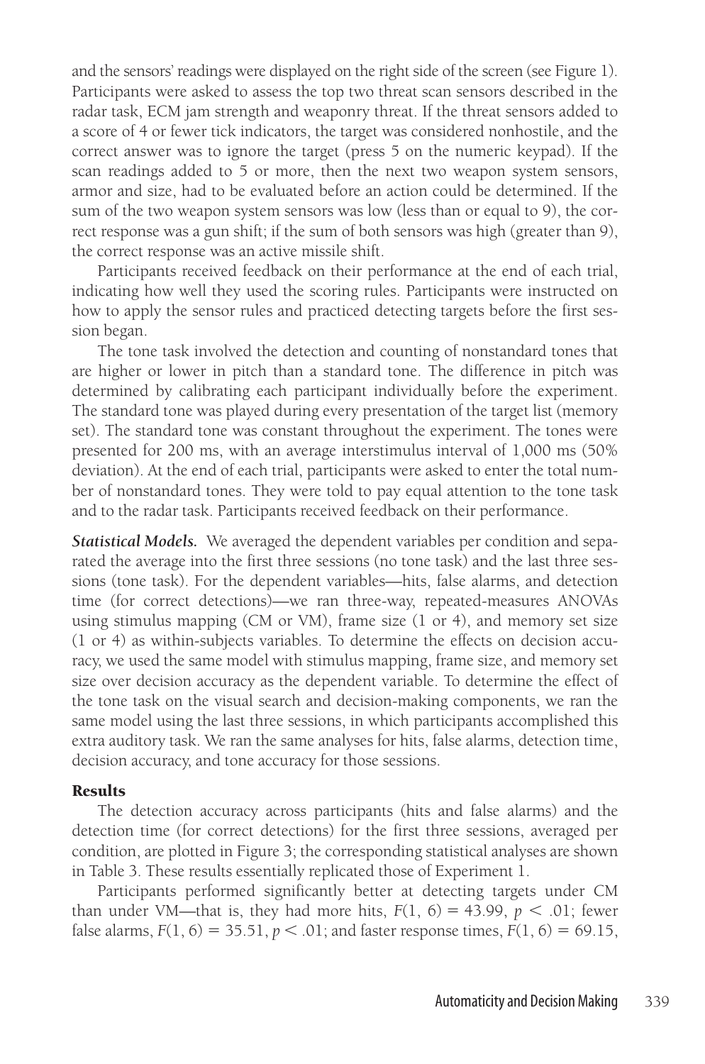and the sensors' readings were displayed on the right side of the screen (see Figure 1). Participants were asked to assess the top two threat scan sensors described in the radar task, ECM jam strength and weaponry threat. If the threat sensors added to a score of 4 or fewer tick indicators, the target was considered nonhostile, and the correct answer was to ignore the target (press 5 on the numeric keypad). If the scan readings added to 5 or more, then the next two weapon system sensors, armor and size, had to be evaluated before an action could be determined. If the sum of the two weapon system sensors was low (less than or equal to 9), the correct response was a gun shift; if the sum of both sensors was high (greater than 9), the correct response was an active missile shift.

Participants received feedback on their performance at the end of each trial, indicating how well they used the scoring rules. Participants were instructed on how to apply the sensor rules and practiced detecting targets before the first session began.

The tone task involved the detection and counting of nonstandard tones that are higher or lower in pitch than a standard tone. The difference in pitch was determined by calibrating each participant individually before the experiment. The standard tone was played during every presentation of the target list (memory set). The standard tone was constant throughout the experiment. The tones were presented for 200 ms, with an average interstimulus interval of 1,000 ms (50% deviation). At the end of each trial, participants were asked to enter the total number of nonstandard tones. They were told to pay equal attention to the tone task and to the radar task. Participants received feedback on their performance.

***Statistical Models.*** We averaged the dependent variables per condition and separated the average into the first three sessions (no tone task) and the last three sessions (tone task). For the dependent variables—hits, false alarms, and detection time (for correct detections)—we ran three-way, repeated-measures ANOVAs using stimulus mapping (CM or VM), frame size (1 or 4), and memory set size (1 or 4) as within-subjects variables. To determine the effects on decision accuracy, we used the same model with stimulus mapping, frame size, and memory set size over decision accuracy as the dependent variable. To determine the effect of the tone task on the visual search and decision-making components, we ran the same model using the last three sessions, in which participants accomplished this extra auditory task. We ran the same analyses for hits, false alarms, detection time, decision accuracy, and tone accuracy for those sessions.

## Results

The detection accuracy across participants (hits and false alarms) and the detection time (for correct detections) for the first three sessions, averaged per condition, are plotted in Figure 3; the corresponding statistical analyses are shown in Table 3. These results essentially replicated those of Experiment 1.

Participants performed significantly better at detecting targets under CM than under VM—that is, they had more hits, $F(1, 6) = 43.99$, $p < .01$; fewer false alarms, $F(1, 6) = 35.51$, $p < .01$; and faster response times, $F(1, 6) = 69.15$,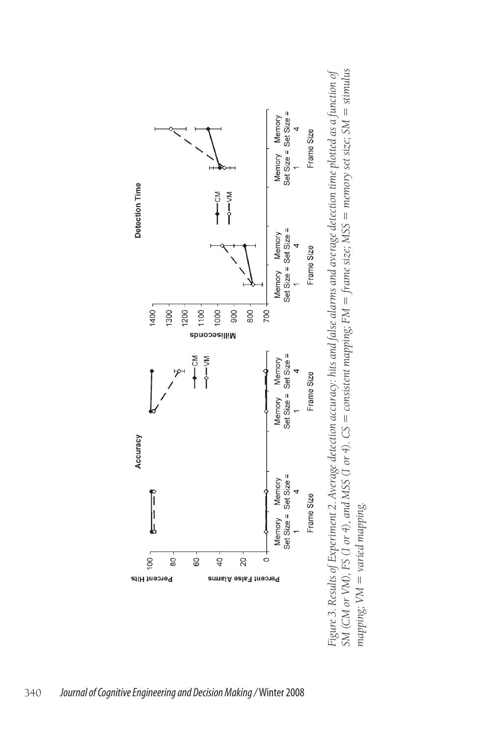*Figure 3.* Results of Experiment 2. Average detection accuracy: hits and false alarms and average detection time plotted as a function of SM (CM or VM), FS (1 or 4), and MSS (1 or 4). CS = consistent mapping; FM = frame size; MSS = memory set size; SM = stimulus mapping; VM = varied mapping.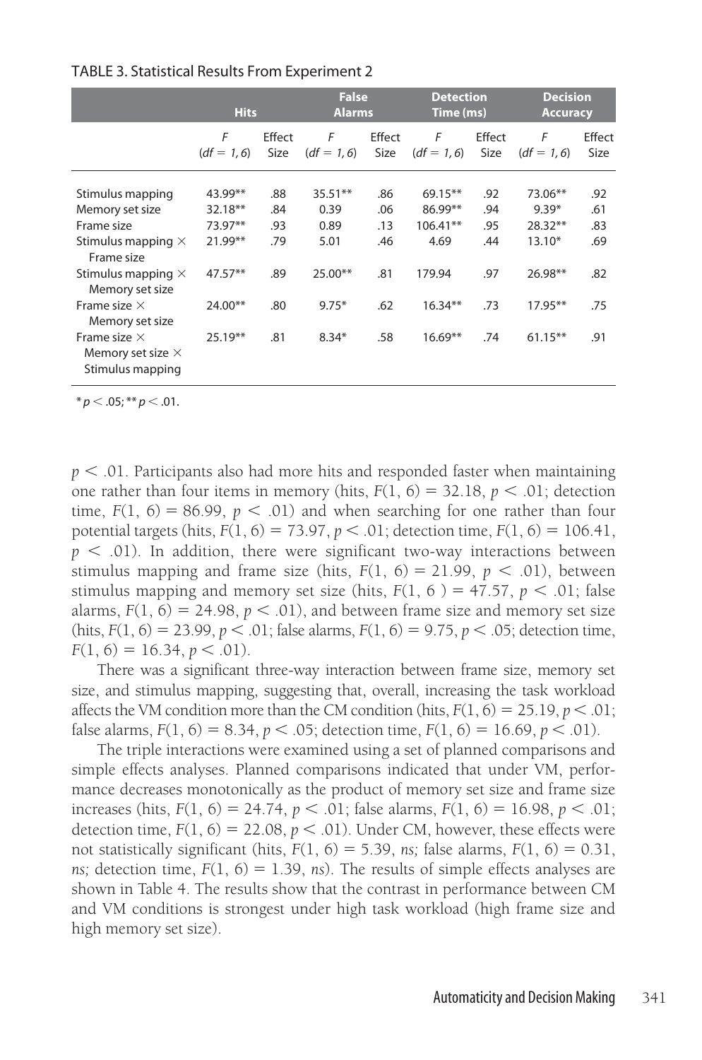TABLE 3. Statistical Results From Experiment 2

| | Hits | | False Alarms | | Detection Time (ms) | | Decision Accuracy | |
|---|---|---|---|---|---|---|---|---|
| | $F$ ($df = 1, 6$) | Effect Size | $F$ ($df = 1, 6$) | Effect Size | $F$ ($df = 1, 6$) | Effect Size | $F$ ($df = 1, 6$) | Effect Size |
| Stimulus mapping | 43.99** | .88 | 35.51** | .86 | 69.15** | .92 | 73.06** | .92 |
| Memory set size | 32.18** | .84 | 0.39 | .06 | 86.99** | .94 | 9.39* | .61 |
| Frame size | 73.97** | .93 | 0.89 | .13 | 106.41** | .95 | 28.32** | .83 |
| Stimulus mapping × Frame size | 21.99** | .79 | 5.01 | .46 | 4.69 | .44 | 13.10* | .69 |
| Stimulus mapping × Memory set size | 47.57** | .89 | 25.00** | .81 | 179.94 | .97 | 26.98** | .82 |
| Frame size × Memory set size | 24.00** | .80 | 9.75* | .62 | 16.34** | .73 | 17.95** | .75 |
| Frame size × Memory set size × Stimulus mapping | 25.19** | .81 | 8.34* | .58 | 16.69** | .74 | 61.15** | .91 |

$^{*}p < .05$; $^{**}p < .01$.

$p < .01$. Participants also had more hits and responded faster when maintaining one rather than four items in memory (hits, $F(1, 6) = 32.18$, $p < .01$; detection time, $F(1, 6) = 86.99$, $p < .01$) and when searching for one rather than four potential targets (hits, $F(1, 6) = 73.97$, $p < .01$; detection time, $F(1, 6) = 106.41$, $p < .01$). In addition, there were significant two-way interactions between stimulus mapping and frame size (hits, $F(1, 6) = 21.99$, $p < .01$), between stimulus mapping and memory set size (hits, $F(1, 6) = 47.57$, $p < .01$; false alarms, $F(1, 6) = 24.98$, $p < .01$), and between frame size and memory set size (hits, $F(1, 6) = 23.99$, $p < .01$; false alarms, $F(1, 6) = 9.75$, $p < .05$; detection time, $F(1, 6) = 16.34$, $p < .01$).

There was a significant three-way interaction between frame size, memory set size, and stimulus mapping, suggesting that, overall, increasing the task workload affects the VM condition more than the CM condition (hits, $F(1, 6) = 25.19$, $p < .01$; false alarms, $F(1, 6) = 8.34$, $p < .05$; detection time, $F(1, 6) = 16.69$, $p < .01$).

The triple interactions were examined using a set of planned comparisons and simple effects analyses. Planned comparisons indicated that under VM, performance decreases monotonically as the product of memory set size and frame size increases (hits, $F(1, 6) = 24.74$, $p < .01$; false alarms, $F(1, 6) = 16.98$, $p < .01$; detection time, $F(1, 6) = 22.08$, $p < .01$). Under CM, however, these effects were not statistically significant (hits, $F(1, 6) = 5.39$, *ns;* false alarms, $F(1, 6) = 0.31$, *ns;* detection time, $F(1, 6) = 1.39$, *ns*). The results of simple effects analyses are shown in Table 4. The results show that the contrast in performance between CM and VM conditions is strongest under high task workload (high frame size and high memory set size).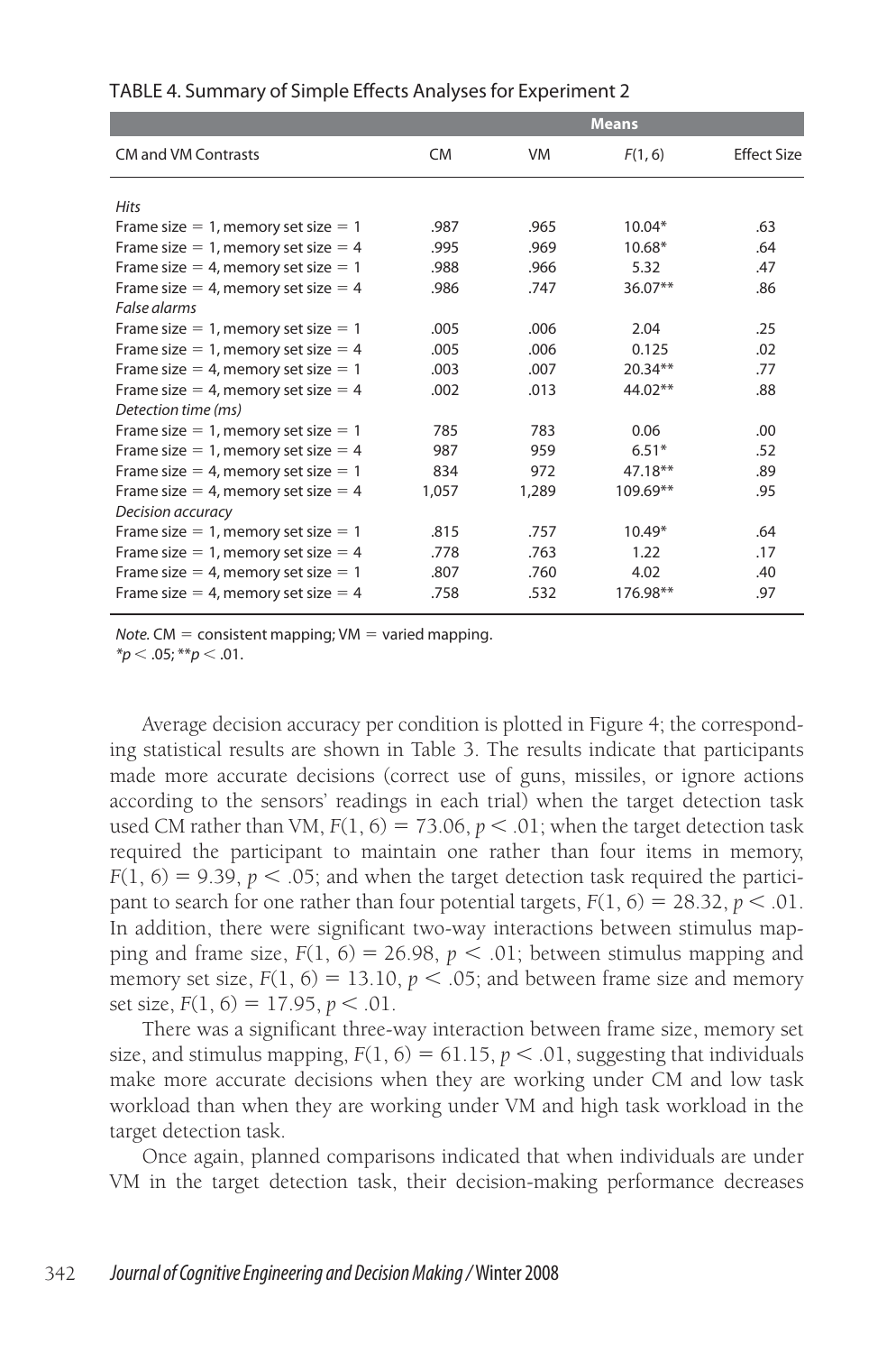TABLE 4. Summary of Simple Effects Analyses for Experiment 2

| CM and VM Contrasts | Means | | | |
|---|---|---|---|---|
| | CM | VM | $F(1, 6)$ | Effect Size |
| *Hits* | | | | |
| Frame size = 1, memory set size = 1 | .987 | .965 | 10.04* | .63 |
| Frame size = 1, memory set size = 4 | .995 | .969 | 10.68* | .64 |
| Frame size = 4, memory set size = 1 | .988 | .966 | 5.32 | .47 |
| Frame size = 4, memory set size = 4 | .986 | .747 | 36.07** | .86 |
| *False alarms* | | | | |
| Frame size = 1, memory set size = 1 | .005 | .006 | 2.04 | .25 |
| Frame size = 1, memory set size = 4 | .005 | .006 | 0.125 | .02 |
| Frame size = 4, memory set size = 1 | .003 | .007 | 20.34** | .77 |
| Frame size = 4, memory set size = 4 | .002 | .013 | 44.02** | .88 |
| *Detection time (ms)* | | | | |
| Frame size = 1, memory set size = 1 | 785 | 783 | 0.06 | .00 |
| Frame size = 1, memory set size = 4 | 987 | 959 | 6.51* | .52 |
| Frame size = 4, memory set size = 1 | 834 | 972 | 47.18** | .89 |
| Frame size = 4, memory set size = 4 | 1,057 | 1,289 | 109.69** | .95 |
| *Decision accuracy* | | | | |
| Frame size = 1, memory set size = 1 | .815 | .757 | 10.49* | .64 |
| Frame size = 1, memory set size = 4 | .778 | .763 | 1.22 | .17 |
| Frame size = 4, memory set size = 1 | .807 | .760 | 4.02 | .40 |
| Frame size = 4, memory set size = 4 | .758 | .532 | 176.98** | .97 |

*Note.* CM = consistent mapping; VM = varied mapping.
$^{*}p < .05$; $^{**}p < .01$.

Average decision accuracy per condition is plotted in Figure 4; the corresponding statistical results are shown in Table 3. The results indicate that participants made more accurate decisions (correct use of guns, missiles, or ignore actions according to the sensors' readings in each trial) when the target detection task used CM rather than VM, $F(1, 6) = 73.06$, $p < .01$; when the target detection task required the participant to maintain one rather than four items in memory, $F(1, 6) = 9.39$, $p < .05$; and when the target detection task required the participant to search for one rather than four potential targets, $F(1, 6) = 28.32$, $p < .01$. In addition, there were significant two-way interactions between stimulus mapping and frame size, $F(1, 6) = 26.98$, $p < .01$; between stimulus mapping and memory set size, $F(1, 6) = 13.10$, $p < .05$; and between frame size and memory set size, $F(1, 6) = 17.95$, $p < .01$.

There was a significant three-way interaction between frame size, memory set size, and stimulus mapping, $F(1, 6) = 61.15$, $p < .01$, suggesting that individuals make more accurate decisions when they are working under CM and low task workload than when they are working under VM and high task workload in the target detection task.

Once again, planned comparisons indicated that when individuals are under VM in the target detection task, their decision-making performance decreases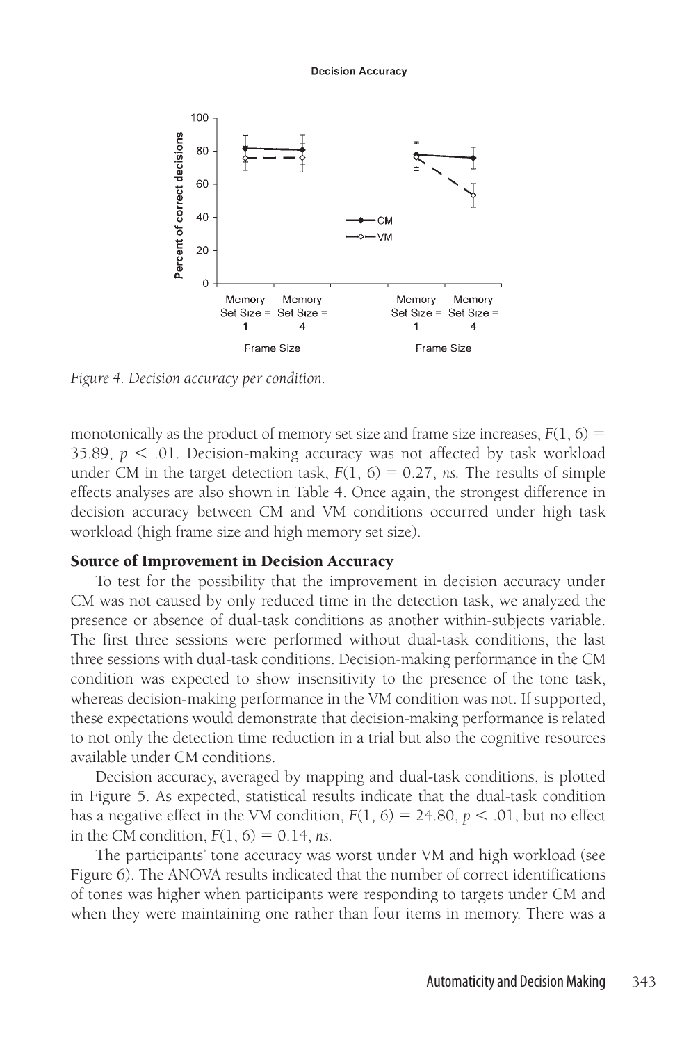Figure 4. Decision accuracy per condition.

monotonically as the product of memory set size and frame size increases, $F(1, 6) = 35.89$, $p < .01$. Decision-making accuracy was not affected by task workload under CM in the target detection task, $F(1, 6) = 0.27$, *ns.* The results of simple effects analyses are also shown in Table 4. Once again, the strongest difference in decision accuracy between CM and VM conditions occurred under high task workload (high frame size and high memory set size).

## Source of Improvement in Decision Accuracy

To test for the possibility that the improvement in decision accuracy under CM was not caused by only reduced time in the detection task, we analyzed the presence or absence of dual-task conditions as another within-subjects variable. The first three sessions were performed without dual-task conditions, the last three sessions with dual-task conditions. Decision-making performance in the CM condition was expected to show insensitivity to the presence of the tone task, whereas decision-making performance in the VM condition was not. If supported, these expectations would demonstrate that decision-making performance is related to not only the detection time reduction in a trial but also the cognitive resources available under CM conditions.

Decision accuracy, averaged by mapping and dual-task conditions, is plotted in Figure 5. As expected, statistical results indicate that the dual-task condition has a negative effect in the VM condition, $F(1, 6) = 24.80$, $p < .01$, but no effect in the CM condition, $F(1, 6) = 0.14$, *ns.*

The participants' tone accuracy was worst under VM and high workload (see Figure 6). The ANOVA results indicated that the number of correct identifications of tones was higher when participants were responding to targets under CM and when they were maintaining one rather than four items in memory. There was a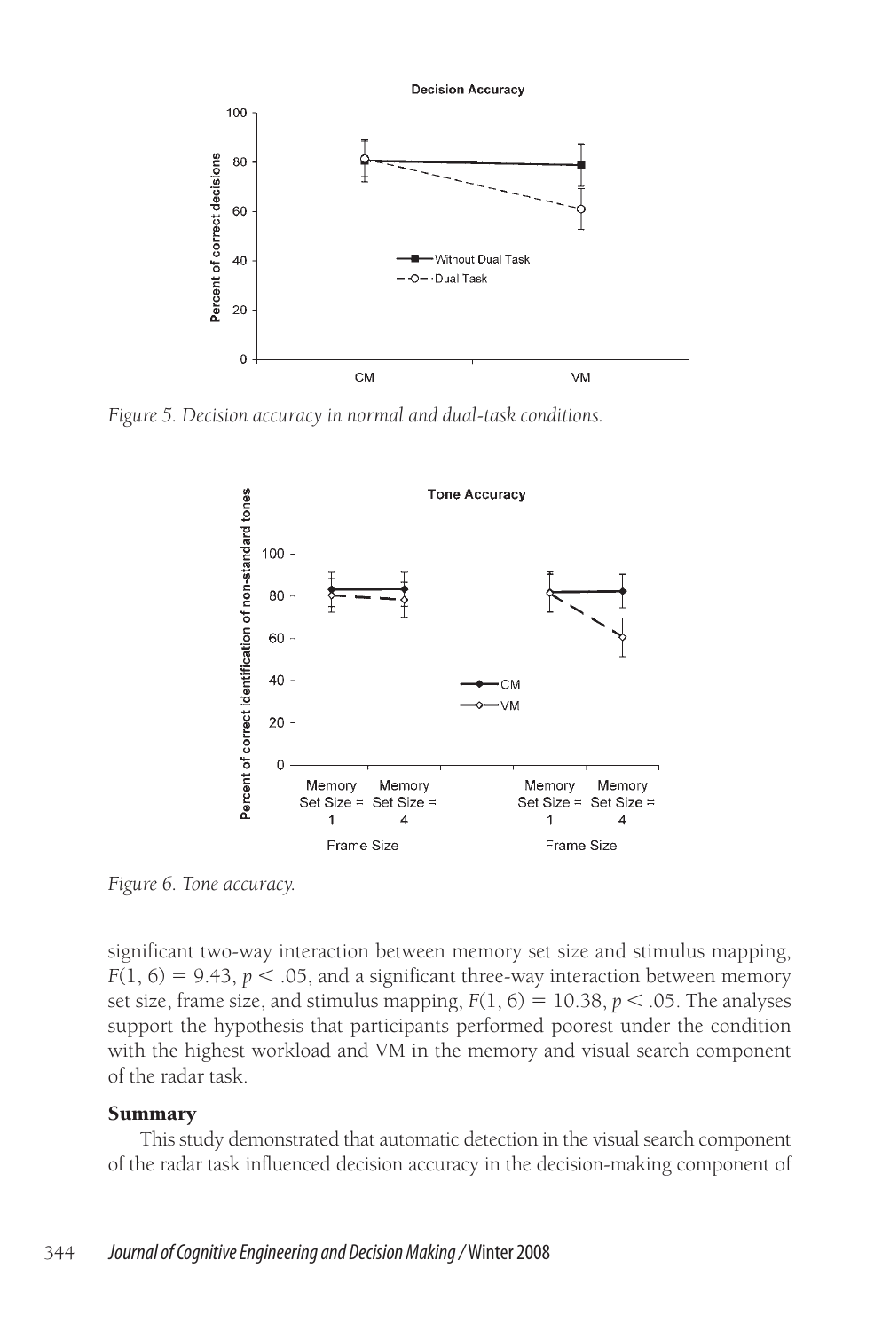*Figure 5. Decision accuracy in normal and dual-task conditions.*

*Figure 6. Tone accuracy.*

significant two-way interaction between memory set size and stimulus mapping, $F(1, 6) = 9.43$, $p < .05$, and a significant three-way interaction between memory set size, frame size, and stimulus mapping, $F(1, 6) = 10.38$, $p < .05$. The analyses support the hypothesis that participants performed poorest under the condition with the highest workload and VM in the memory and visual search component of the radar task.

## Summary

This study demonstrated that automatic detection in the visual search component of the radar task influenced decision accuracy in the decision-making component of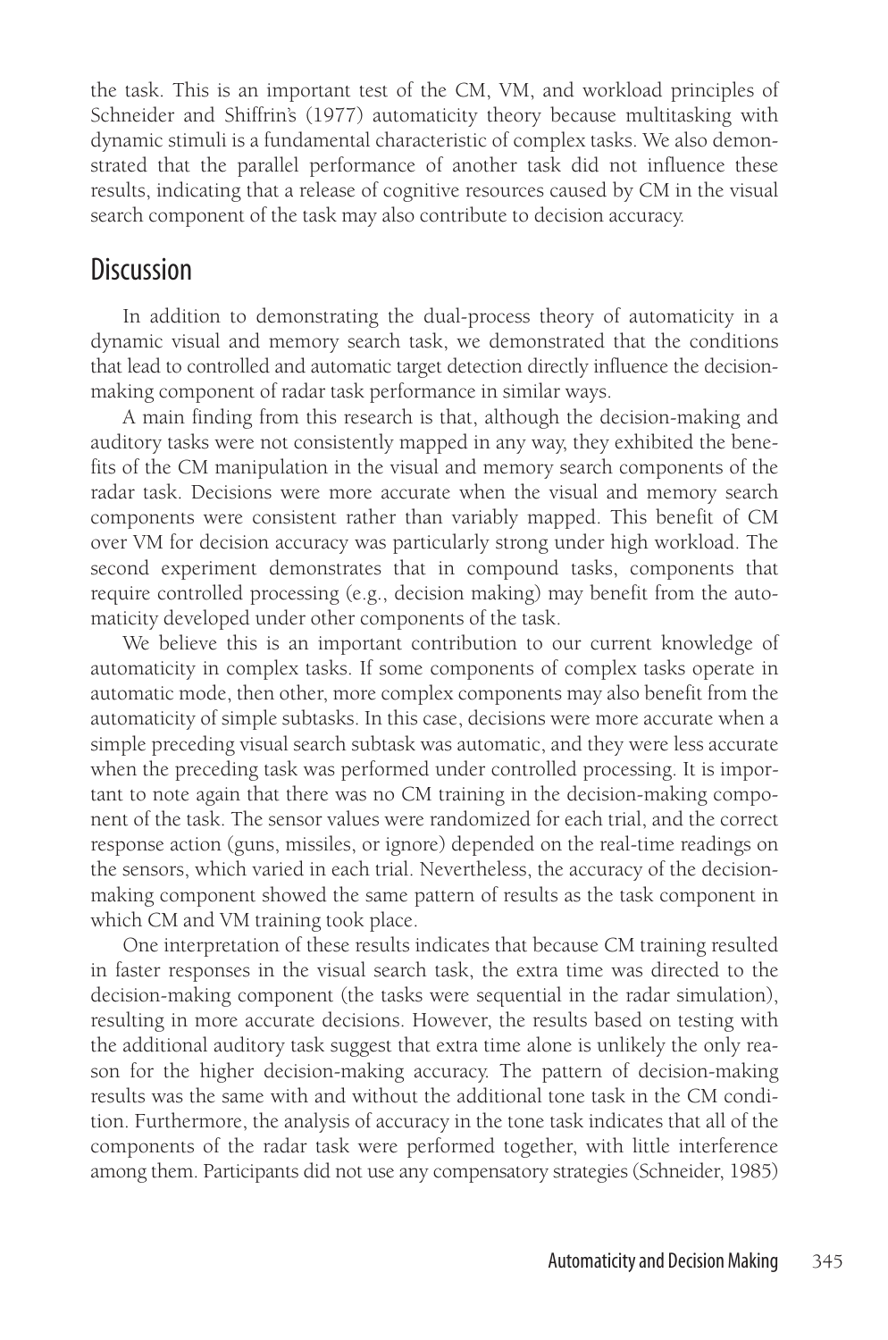the task. This is an important test of the CM, VM, and workload principles of Schneider and Shiffrin's (1977) automaticity theory because multitasking with dynamic stimuli is a fundamental characteristic of complex tasks. We also demonstrated that the parallel performance of another task did not influence these results, indicating that a release of cognitive resources caused by CM in the visual search component of the task may also contribute to decision accuracy.

## Discussion

In addition to demonstrating the dual-process theory of automaticity in a dynamic visual and memory search task, we demonstrated that the conditions that lead to controlled and automatic target detection directly influence the decision-making component of radar task performance in similar ways.

A main finding from this research is that, although the decision-making and auditory tasks were not consistently mapped in any way, they exhibited the benefits of the CM manipulation in the visual and memory search components of the radar task. Decisions were more accurate when the visual and memory search components were consistent rather than variably mapped. This benefit of CM over VM for decision accuracy was particularly strong under high workload. The second experiment demonstrates that in compound tasks, components that require controlled processing (e.g., decision making) may benefit from the automaticity developed under other components of the task.

We believe this is an important contribution to our current knowledge of automaticity in complex tasks. If some components of complex tasks operate in automatic mode, then other, more complex components may also benefit from the automaticity of simple subtasks. In this case, decisions were more accurate when a simple preceding visual search subtask was automatic, and they were less accurate when the preceding task was performed under controlled processing. It is important to note again that there was no CM training in the decision-making component of the task. The sensor values were randomized for each trial, and the correct response action (guns, missiles, or ignore) depended on the real-time readings on the sensors, which varied in each trial. Nevertheless, the accuracy of the decision-making component showed the same pattern of results as the task component in which CM and VM training took place.

One interpretation of these results indicates that because CM training resulted in faster responses in the visual search task, the extra time was directed to the decision-making component (the tasks were sequential in the radar simulation), resulting in more accurate decisions. However, the results based on testing with the additional auditory task suggest that extra time alone is unlikely the only reason for the higher decision-making accuracy. The pattern of decision-making results was the same with and without the additional tone task in the CM condition. Furthermore, the analysis of accuracy in the tone task indicates that all of the components of the radar task were performed together, with little interference among them. Participants did not use any compensatory strategies (Schneider, 1985)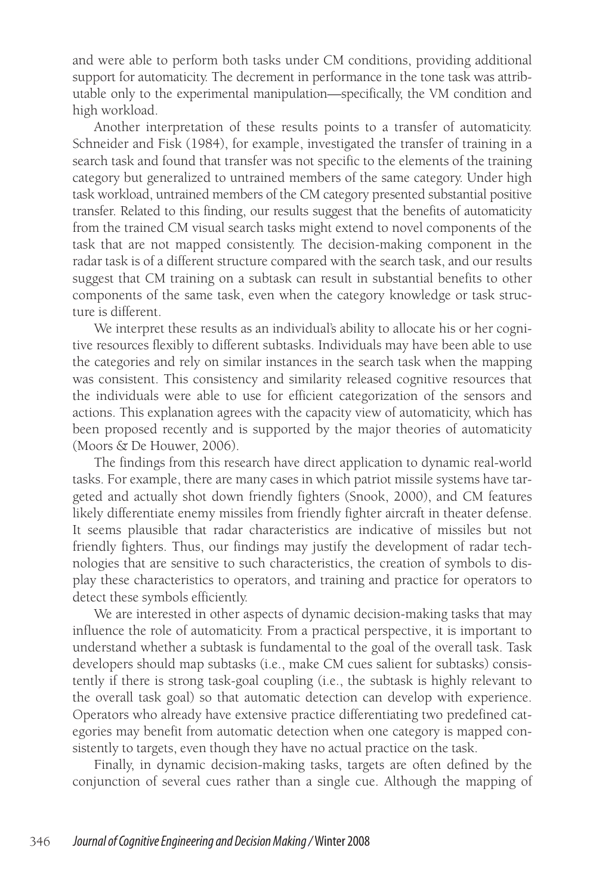and were able to perform both tasks under CM conditions, providing additional support for automaticity. The decrement in performance in the tone task was attributable only to the experimental manipulation—specifically, the VM condition and high workload.

Another interpretation of these results points to a transfer of automaticity. Schneider and Fisk (1984), for example, investigated the transfer of training in a search task and found that transfer was not specific to the elements of the training category but generalized to untrained members of the same category. Under high task workload, untrained members of the CM category presented substantial positive transfer. Related to this finding, our results suggest that the benefits of automaticity from the trained CM visual search tasks might extend to novel components of the task that are not mapped consistently. The decision-making component in the radar task is of a different structure compared with the search task, and our results suggest that CM training on a subtask can result in substantial benefits to other components of the same task, even when the category knowledge or task structure is different.

We interpret these results as an individual's ability to allocate his or her cognitive resources flexibly to different subtasks. Individuals may have been able to use the categories and rely on similar instances in the search task when the mapping was consistent. This consistency and similarity released cognitive resources that the individuals were able to use for efficient categorization of the sensors and actions. This explanation agrees with the capacity view of automaticity, which has been proposed recently and is supported by the major theories of automaticity (Moors & De Houwer, 2006).

The findings from this research have direct application to dynamic real-world tasks. For example, there are many cases in which patriot missile systems have targeted and actually shot down friendly fighters (Snook, 2000), and CM features likely differentiate enemy missiles from friendly fighter aircraft in theater defense. It seems plausible that radar characteristics are indicative of missiles but not friendly fighters. Thus, our findings may justify the development of radar technologies that are sensitive to such characteristics, the creation of symbols to display these characteristics to operators, and training and practice for operators to detect these symbols efficiently.

We are interested in other aspects of dynamic decision-making tasks that may influence the role of automaticity. From a practical perspective, it is important to understand whether a subtask is fundamental to the goal of the overall task. Task developers should map subtasks (i.e., make CM cues salient for subtasks) consistently if there is strong task-goal coupling (i.e., the subtask is highly relevant to the overall task goal) so that automatic detection can develop with experience. Operators who already have extensive practice differentiating two predefined categories may benefit from automatic detection when one category is mapped consistently to targets, even though they have no actual practice on the task.

Finally, in dynamic decision-making tasks, targets are often defined by the conjunction of several cues rather than a single cue. Although the mapping of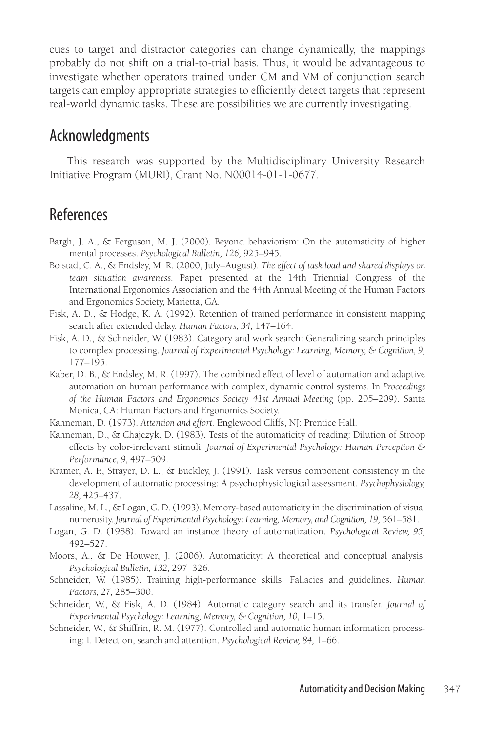cues to target and distractor categories can change dynamically, the mappings probably do not shift on a trial-to-trial basis. Thus, it would be advantageous to investigate whether operators trained under CM and VM of conjunction search targets can employ appropriate strategies to efficiently detect targets that represent real-world dynamic tasks. These are possibilities we are currently investigating.

## Acknowledgments

This research was supported by the Multidisciplinary University Research Initiative Program (MURI), Grant No. N00014-01-1-0677.

## References

Bargh, J. A., & Ferguson, M. J. (2000). Beyond behaviorism: On the automaticity of higher mental processes. *Psychological Bulletin, 126,* 925–945.

Bolstad, C. A., & Endsley, M. R. (2000, July–August). *The effect of task load and shared displays on team situation awareness.* Paper presented at the 14th Triennial Congress of the International Ergonomics Association and the 44th Annual Meeting of the Human Factors and Ergonomics Society, Marietta, GA.

Fisk, A. D., & Hodge, K. A. (1992). Retention of trained performance in consistent mapping search after extended delay. *Human Factors, 34,* 147–164.

Fisk, A. D., & Schneider, W. (1983). Category and work search: Generalizing search principles to complex processing. *Journal of Experimental Psychology: Learning, Memory, & Cognition, 9,* 177–195.

Kaber, D. B., & Endsley, M. R. (1997). The combined effect of level of automation and adaptive automation on human performance with complex, dynamic control systems. In *Proceedings of the Human Factors and Ergonomics Society 41st Annual Meeting* (pp. 205–209). Santa Monica, CA: Human Factors and Ergonomics Society.

Kahneman, D. (1973). *Attention and effort.* Englewood Cliffs, NJ: Prentice Hall.

Kahneman, D., & Chajczyk, D. (1983). Tests of the automaticity of reading: Dilution of Stroop effects by color-irrelevant stimuli. *Journal of Experimental Psychology: Human Perception & Performance, 9,* 497–509.

Kramer, A. F., Strayer, D. L., & Buckley, J. (1991). Task versus component consistency in the development of automatic processing: A psychophysiological assessment. *Psychophysiology, 28,* 425–437.

Lassaline, M. L., & Logan, G. D. (1993). Memory-based automaticity in the discrimination of visual numerosity. *Journal of Experimental Psychology: Learning, Memory, and Cognition, 19,* 561–581.

Logan, G. D. (1988). Toward an instance theory of automatization. *Psychological Review, 95,* 492–527.

Moors, A., & De Houwer, J. (2006). Automaticity: A theoretical and conceptual analysis. *Psychological Bulletin, 132,* 297–326.

Schneider, W. (1985). Training high-performance skills: Fallacies and guidelines. *Human Factors, 27,* 285–300.

Schneider, W., & Fisk, A. D. (1984). Automatic category search and its transfer. *Journal of Experimental Psychology: Learning, Memory, & Cognition, 10,* 1–15.

Schneider, W., & Shiffrin, R. M. (1977). Controlled and automatic human information processing: I. Detection, search and attention. *Psychological Review, 84,* 1–66.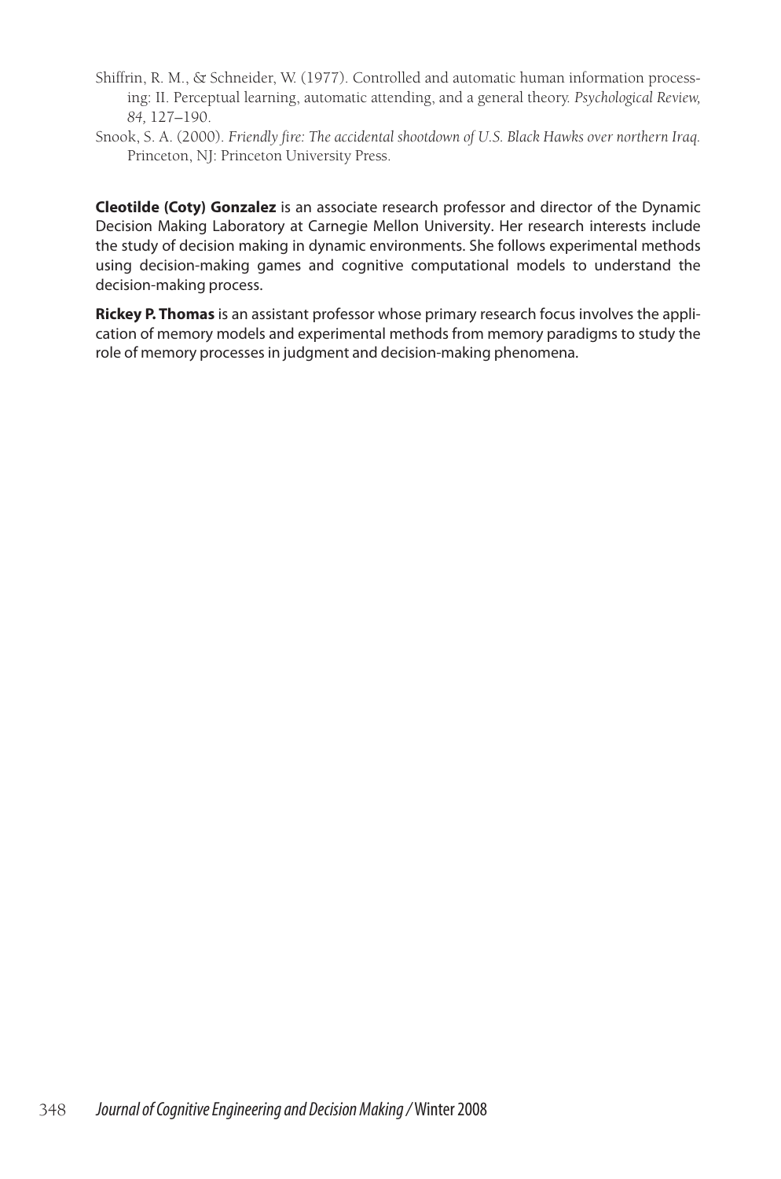Shiffrin, R. M., & Schneider, W. (1977). Controlled and automatic human information processing: II. Perceptual learning, automatic attending, and a general theory. *Psychological Review, 84,* 127–190.

Snook, S. A. (2000). *Friendly fire: The accidental shootdown of U.S. Black Hawks over northern Iraq.* Princeton, NJ: Princeton University Press.

**Cleotilde (Coty) Gonzalez** is an associate research professor and director of the Dynamic Decision Making Laboratory at Carnegie Mellon University. Her research interests include the study of decision making in dynamic environments. She follows experimental methods using decision-making games and cognitive computational models to understand the decision-making process.

**Rickey P. Thomas** is an assistant professor whose primary research focus involves the application of memory models and experimental methods from memory paradigms to study the role of memory processes in judgment and decision-making phenomena.